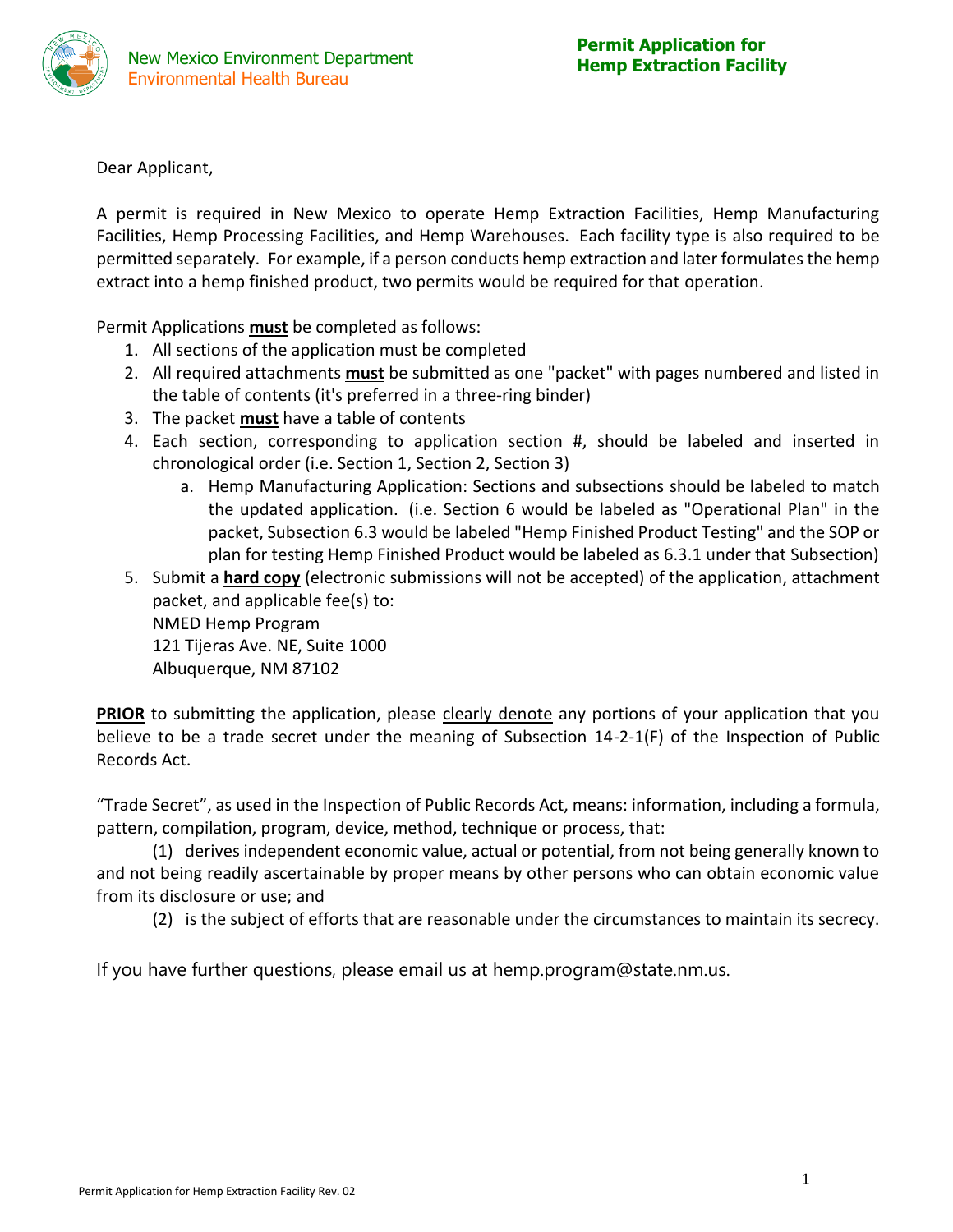New Mexico Environment Department
Environmental Health Bureau

# Permit Application for Hemp Extraction Facility

Dear Applicant,

A permit is required in New Mexico to operate Hemp Extraction Facilities, Hemp Manufacturing Facilities, Hemp Processing Facilities, and Hemp Warehouses. Each facility type is also required to be permitted separately. For example, if a person conducts hemp extraction and later formulates the hemp extract into a hemp finished product, two permits would be required for that operation.

Permit Applications **must** be completed as follows:

1. All sections of the application must be completed
2. All required attachments **must** be submitted as one "packet" with pages numbered and listed in the table of contents (it's preferred in a three-ring binder)
3. The packet **must** have a table of contents
4. Each section, corresponding to application section #, should be labeled and inserted in chronological order (i.e. Section 1, Section 2, Section 3)
   a. Hemp Manufacturing Application: Sections and subsections should be labeled to match the updated application. (i.e. Section 6 would be labeled as "Operational Plan" in the packet, Subsection 6.3 would be labeled "Hemp Finished Product Testing" and the SOP or plan for testing Hemp Finished Product would be labeled as 6.3.1 under that Subsection)
5. Submit a **hard copy** (electronic submissions will not be accepted) of the application, attachment packet, and applicable fee(s) to:
   NMED Hemp Program
   121 Tijeras Ave. NE, Suite 1000
   Albuquerque, NM 87102

**PRIOR** to submitting the application, please clearly denote any portions of your application that you believe to be a trade secret under the meaning of Subsection 14-2-1(F) of the Inspection of Public Records Act.

"Trade Secret", as used in the Inspection of Public Records Act, means: information, including a formula, pattern, compilation, program, device, method, technique or process, that:

(1) derives independent economic value, actual or potential, from not being generally known to and not being readily ascertainable by proper means by other persons who can obtain economic value from its disclosure or use; and

(2) is the subject of efforts that are reasonable under the circumstances to maintain its secrecy.

If you have further questions, please email us at hemp.program@state.nm.us.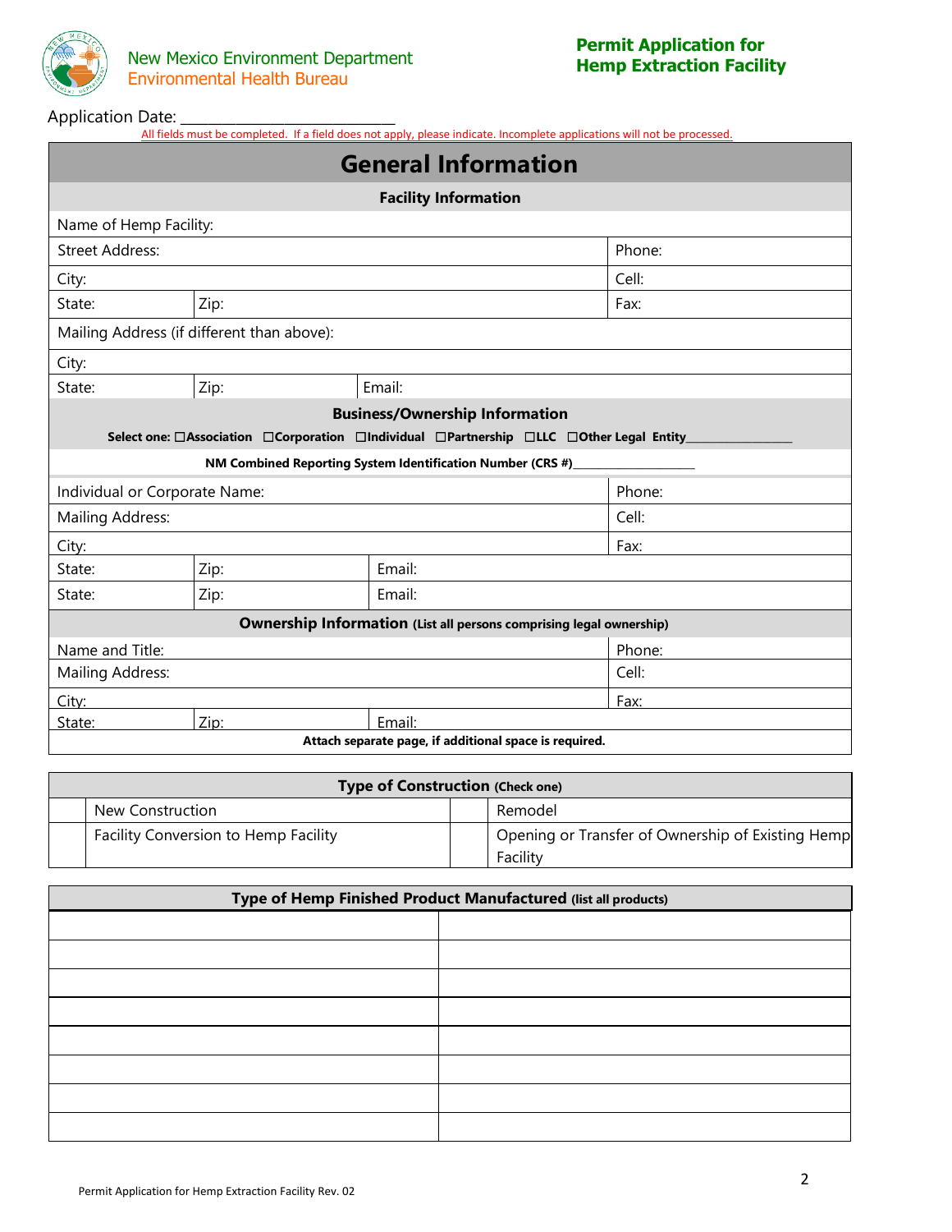New Mexico Environment Department
Environmental Health Bureau

**Permit Application for Hemp Extraction Facility**

Application Date: ___________________________

All fields must be completed. If a field does not apply, please indicate. Incomplete applications will not be processed.

## General Information

| **Facility Information** | | |
|---|---|---|
| Name of Hemp Facility: | | |
| Street Address: | | Phone: |
| City: | | Cell: |
| State: | Zip: | Fax: |
| Mailing Address (if different than above): | | |
| City: | | |
| State: | Zip: | Email: |

**Business/Ownership Information**

**Select one:** ☐**Association** ☐**Corporation** ☐**Individual** ☐**Partnership** ☐**LLC** ☐**Other Legal Entity**________________

**NM Combined Reporting System Identification Number (CRS #)**__________________

| | | |
|---|---|---|
| Individual or Corporate Name: | | Phone: |
| Mailing Address: | | Cell: |
| City: | | Fax: |
| State: | Zip: | Email: |
| State: | Zip: | Email: |

**Ownership Information** (List all persons comprising legal ownership)

| | | |
|---|---|---|
| Name and Title: | | Phone: |
| Mailing Address: | | Cell: |
| City: | | Fax: |
| State: | Zip: | Email: |

**Attach separate page, if additional space is required.**

| **Type of Construction** (Check one) | | | |
|---|---|---|---|
| ☐ | New Construction | ☐ | Remodel |
| ☐ | Facility Conversion to Hemp Facility | ☐ | Opening or Transfer of Ownership of Existing Hemp Facility |

| **Type of Hemp Finished Product Manufactured** (list all products) | |
|---|---|
| | |
| | |
| | |
| | |
| | |
| | |
| | |
| | |

Permit Application for Hemp Extraction Facility Rev. 02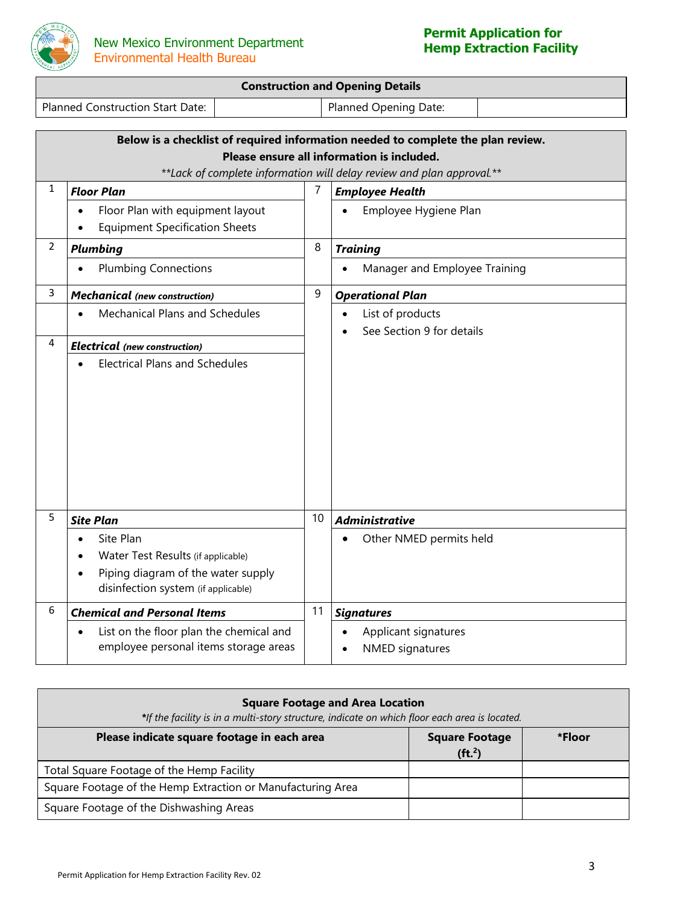| Construction and Opening Details | | | |
|---|---|---|---|
| Planned Construction Start Date: | | Planned Opening Date: | |

**Below is a checklist of required information needed to complete the plan review.**
**Please ensure all information is included.**
*\*\*Lack of complete information will delay review and plan approval.\*\**

| # | Item | # | Item |
|---|---|---|---|
| 1 | ***Floor Plan***<br>• Floor Plan with equipment layout<br>• Equipment Specification Sheets | 7 | ***Employee Health***<br>• Employee Hygiene Plan |
| 2 | ***Plumbing***<br>• Plumbing Connections | 8 | ***Training***<br>• Manager and Employee Training |
| 3 | ***Mechanical*** *(new construction)*<br>• Mechanical Plans and Schedules | 9 | ***Operational Plan***<br>• List of products<br>• See Section 9 for details |
| 4 | ***Electrical*** *(new construction)*<br>• Electrical Plans and Schedules | | |
| 5 | ***Site Plan***<br>• Site Plan<br>• Water Test Results (if applicable)<br>• Piping diagram of the water supply disinfection system (if applicable) | 10 | ***Administrative***<br>• Other NMED permits held |
| 6 | ***Chemical and Personal Items***<br>• List on the floor plan the chemical and employee personal items storage areas | 11 | ***Signatures***<br>• Applicant signatures<br>• NMED signatures |

**Square Footage and Area Location**
*\*If the facility is in a multi-story structure, indicate on which floor each area is located.*

| Please indicate square footage in each area | Square Footage ($ft.^2$) | *Floor |
|---|---|---|
| Total Square Footage of the Hemp Facility | | |
| Square Footage of the Hemp Extraction or Manufacturing Area | | |
| Square Footage of the Dishwashing Areas | | |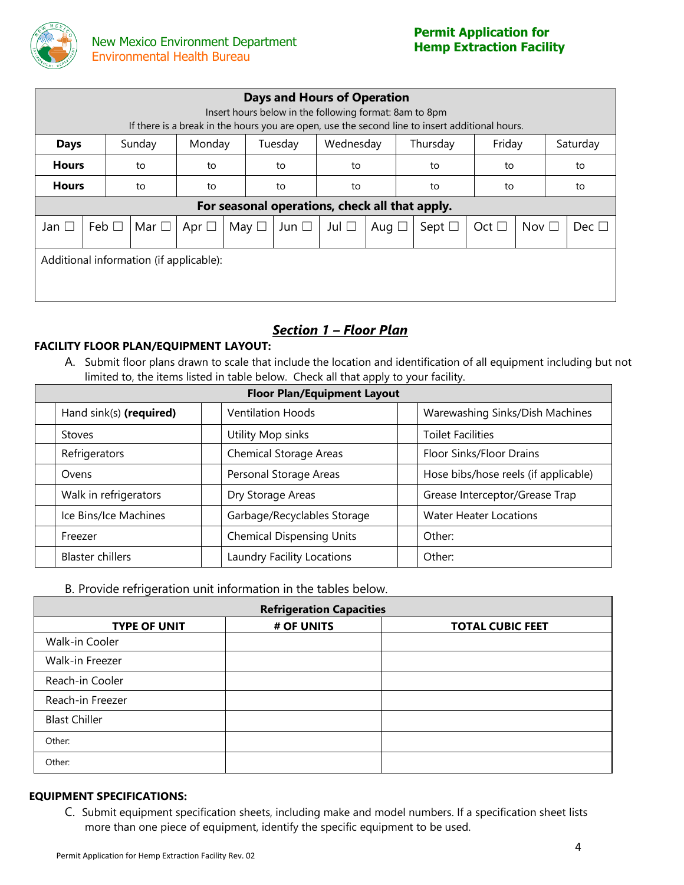| Days and Hours of Operation<br>Insert hours below in the following format: 8am to 8pm<br>If there is a break in the hours you are open, use the second line to insert additional hours. | | | | | | | |
|---|---|---|---|---|---|---|---|
| **Days** | Sunday | Monday | Tuesday | Wednesday | Thursday | Friday | Saturday |
| **Hours** | to | to | to | to | to | to | to |
| **Hours** | to | to | to | to | to | to | to |

| For seasonal operations, check all that apply. | | | | | | | | | | | |
|---|---|---|---|---|---|---|---|---|---|---|---|
| Jan ☐ | Feb ☐ | Mar ☐ | Apr ☐ | May ☐ | Jun ☐ | Jul ☐ | Aug ☐ | Sept ☐ | Oct ☐ | Nov ☐ | Dec ☐ |

Additional information (if applicable):

## *Section 1 – Floor Plan*

**FACILITY FLOOR PLAN/EQUIPMENT LAYOUT:**

A. Submit floor plans drawn to scale that include the location and identification of all equipment including but not limited to, the items listed in table below. Check all that apply to your facility.

| Floor Plan/Equipment Layout | | | | | |
|---|---|---|---|---|---|
| | Hand sink(s) **(required)** | | Ventilation Hoods | | Warewashing Sinks/Dish Machines |
| | Stoves | | Utility Mop sinks | | Toilet Facilities |
| | Refrigerators | | Chemical Storage Areas | | Floor Sinks/Floor Drains |
| | Ovens | | Personal Storage Areas | | Hose bibs/hose reels (if applicable) |
| | Walk in refrigerators | | Dry Storage Areas | | Grease Interceptor/Grease Trap |
| | Ice Bins/Ice Machines | | Garbage/Recyclables Storage | | Water Heater Locations |
| | Freezer | | Chemical Dispensing Units | | Other: |
| | Blaster chillers | | Laundry Facility Locations | | Other: |

B. Provide refrigeration unit information in the tables below.

| Refrigeration Capacities | | |
|---|---|---|
| **TYPE OF UNIT** | **# OF UNITS** | **TOTAL CUBIC FEET** |
| Walk-in Cooler | | |
| Walk-in Freezer | | |
| Reach-in Cooler | | |
| Reach-in Freezer | | |
| Blast Chiller | | |
| Other: | | |
| Other: | | |

**EQUIPMENT SPECIFICATIONS:**

C. Submit equipment specification sheets, including make and model numbers. If a specification sheet lists more than one piece of equipment, identify the specific equipment to be used.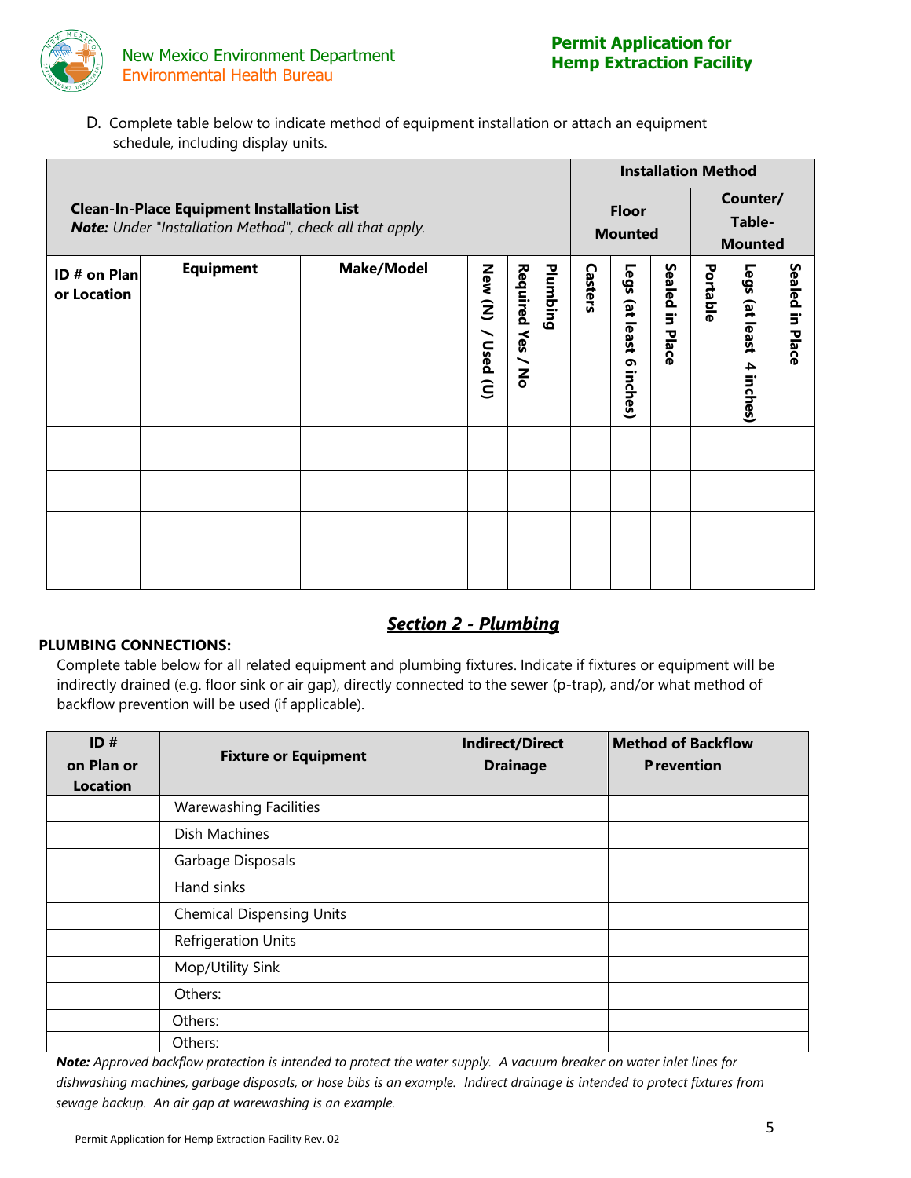D. Complete table below to indicate method of equipment installation or attach an equipment schedule, including display units.

| **Clean-In-Place Equipment Installation List** *Note: Under "Installation Method", check all that apply.* | | | | | **Installation Method** | | | | | |
|---|---|---|---|---|---|---|---|---|---|---|
| | | | | | **Floor Mounted** | | | **Counter/ Table-Mounted** | | |
| **ID # on Plan or Location** | **Equipment** | **Make/Model** | **New (N) / Used (U)** | **Plumbing Required Yes / No** | **Casters** | **Legs (at least 6 inches)** | **Sealed in Place** | **Portable** | **Legs (at least 4 inches)** | **Sealed in Place** |
| | | | | | | | | | | |
| | | | | | | | | | | |
| | | | | | | | | | | |
| | | | | | | | | | | |

## *Section 2 - Plumbing*

**PLUMBING CONNECTIONS:**

Complete table below for all related equipment and plumbing fixtures. Indicate if fixtures or equipment will be indirectly drained (e.g. floor sink or air gap), directly connected to the sewer (p-trap), and/or what method of backflow prevention will be used (if applicable).

| ID # on Plan or Location | Fixture or Equipment | Indirect/Direct Drainage | Method of Backflow Prevention |
|---|---|---|---|
| | Warewashing Facilities | | |
| | Dish Machines | | |
| | Garbage Disposals | | |
| | Hand sinks | | |
| | Chemical Dispensing Units | | |
| | Refrigeration Units | | |
| | Mop/Utility Sink | | |
| | Others: | | |
| | Others: | | |
| | Others: | | |

***Note:*** *Approved backflow protection is intended to protect the water supply. A vacuum breaker on water inlet lines for dishwashing machines, garbage disposals, or hose bibs is an example. Indirect drainage is intended to protect fixtures from sewage backup. An air gap at warewashing is an example.*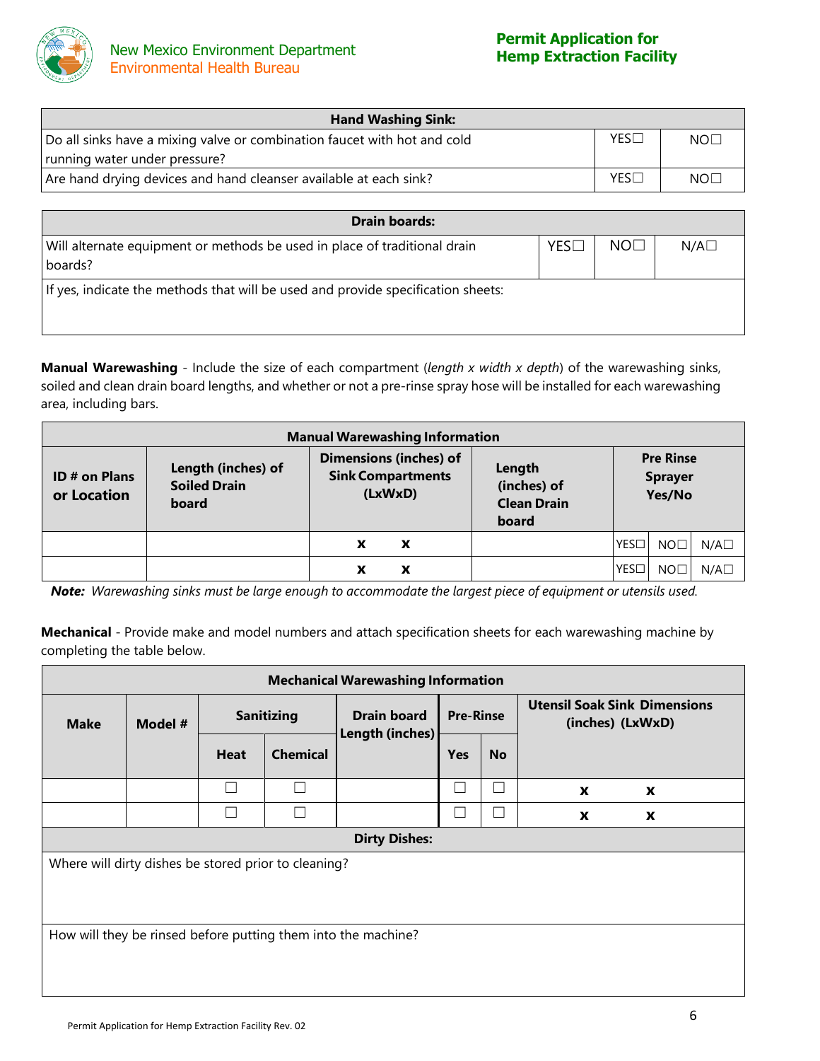| Hand Washing Sink: | | |
|---|---|---|
| Do all sinks have a mixing valve or combination faucet with hot and cold running water under pressure? | YES☐ | NO☐ |
| Are hand drying devices and hand cleanser available at each sink? | YES☐ | NO☐ |

| Drain boards: | | | |
|---|---|---|---|
| Will alternate equipment or methods be used in place of traditional drain boards? | YES☐ | NO☐ | N/A☐ |
| If yes, indicate the methods that will be used and provide specification sheets: | | | |

**Manual Warewashing** - Include the size of each compartment (*length x width x depth*) of the warewashing sinks, soiled and clean drain board lengths, and whether or not a pre-rinse spray hose will be installed for each warewashing area, including bars.

| Manual Warewashing Information | | | | | | |
|---|---|---|---|---|---|---|
| **ID # on Plans or Location** | **Length (inches) of Soiled Drain board** | **Dimensions (inches) of Sink Compartments (LxWxD)** | **Length (inches) of Clean Drain board** | **Pre Rinse Sprayer Yes/No** | | |
| | | x x | | YES☐ | NO☐ | N/A☐ |
| | | x x | | YES☐ | NO☐ | N/A☐ |

***Note:*** *Warewashing sinks must be large enough to accommodate the largest piece of equipment or utensils used.*

**Mechanical** - Provide make and model numbers and attach specification sheets for each warewashing machine by completing the table below.

| Mechanical Warewashing Information | | | | | | | |
|---|---|---|---|---|---|---|---|
| **Make** | **Model #** | **Sanitizing** | | **Drain board Length (inches)** | **Pre-Rinse** | | **Utensil Soak Sink Dimensions (inches) (LxWxD)** |
| | | **Heat** | **Chemical** | | **Yes** | **No** | |
| | | ☐ | ☐ | | ☐ | ☐ | x x |
| | | ☐ | ☐ | | ☐ | ☐ | x x |

| Dirty Dishes: |
|---|
| Where will dirty dishes be stored prior to cleaning? |
| How will they be rinsed before putting them into the machine? |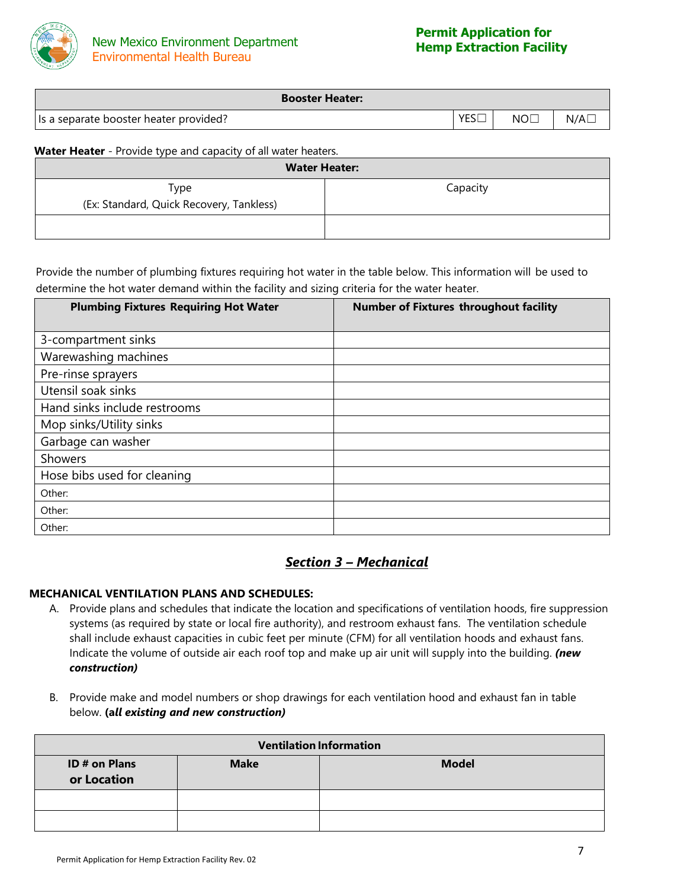| Booster Heater: | | | |
|---|---|---|---|
| Is a separate booster heater provided? | YES☐ | NO☐ | N/A☐ |

**Water Heater** - Provide type and capacity of all water heaters.

| Water Heater: | |
|---|---|
| Type<br>(Ex: Standard, Quick Recovery, Tankless) | Capacity |
| | |

Provide the number of plumbing fixtures requiring hot water in the table below. This information will be used to determine the hot water demand within the facility and sizing criteria for the water heater.

| Plumbing Fixtures Requiring Hot Water | Number of Fixtures throughout facility |
|---|---|
| 3-compartment sinks | |
| Warewashing machines | |
| Pre-rinse sprayers | |
| Utensil soak sinks | |
| Hand sinks include restrooms | |
| Mop sinks/Utility sinks | |
| Garbage can washer | |
| Showers | |
| Hose bibs used for cleaning | |
| Other: | |
| Other: | |
| Other: | |

## *Section 3 – Mechanical*

**MECHANICAL VENTILATION PLANS AND SCHEDULES:**

A. Provide plans and schedules that indicate the location and specifications of ventilation hoods, fire suppression systems (as required by state or local fire authority), and restroom exhaust fans. The ventilation schedule shall include exhaust capacities in cubic feet per minute (CFM) for all ventilation hoods and exhaust fans. Indicate the volume of outside air each roof top and make up air unit will supply into the building. ***(new construction)***

B. Provide make and model numbers or shop drawings for each ventilation hood and exhaust fan in table below. **(*all existing and new construction*)**

| Ventilation Information | | |
|---|---|---|
| ID # on Plans or Location | Make | Model |
| | | |
| | | |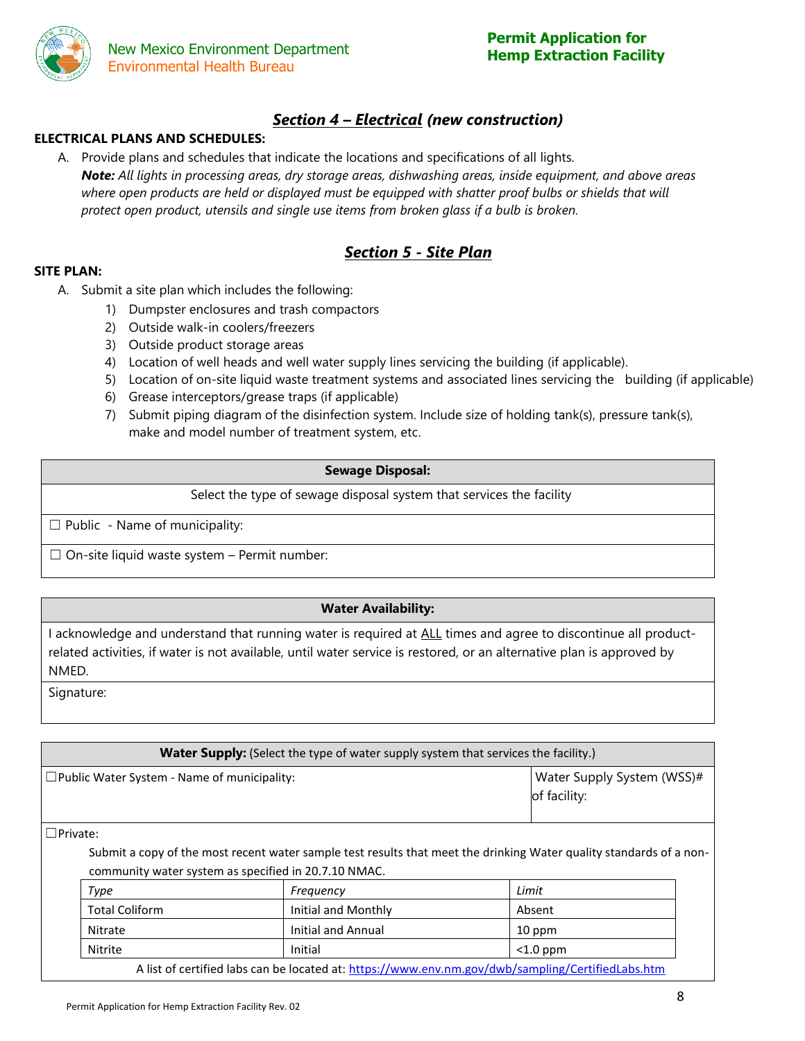## ***Section 4 – Electrical*** *(new construction)*

**ELECTRICAL PLANS AND SCHEDULES:**

A. Provide plans and schedules that indicate the locations and specifications of all lights.
   ***Note:*** *All lights in processing areas, dry storage areas, dishwashing areas, inside equipment, and above areas where open products are held or displayed must be equipped with shatter proof bulbs or shields that will protect open product, utensils and single use items from broken glass if a bulb is broken.*

## ***Section 5 - Site Plan***

**SITE PLAN:**

A. Submit a site plan which includes the following:
   1) Dumpster enclosures and trash compactors
   2) Outside walk-in coolers/freezers
   3) Outside product storage areas
   4) Location of well heads and well water supply lines servicing the building (if applicable).
   5) Location of on-site liquid waste treatment systems and associated lines servicing the building (if applicable)
   6) Grease interceptors/grease traps (if applicable)
   7) Submit piping diagram of the disinfection system. Include size of holding tank(s), pressure tank(s), make and model number of treatment system, etc.

| **Sewage Disposal:** |
|---|
| Select the type of sewage disposal system that services the facility |
| ☐ Public - Name of municipality: |
| ☐ On-site liquid waste system – Permit number: |

| **Water Availability:** |
|---|
| I acknowledge and understand that running water is required at ALL times and agree to discontinue all product-related activities, if water is not available, until water service is restored, or an alternative plan is approved by NMED. |
| Signature: |

| **Water Supply:** (Select the type of water supply system that services the facility.) | |
|---|---|
| ☐Public Water System - Name of municipality: | Water Supply System (WSS)# of facility: |
| ☐Private: | |

Submit a copy of the most recent water sample test results that meet the drinking Water quality standards of a non-community water system as specified in 20.7.10 NMAC.

| *Type* | *Frequency* | *Limit* |
|---|---|---|
| Total Coliform | Initial and Monthly | Absent |
| Nitrate | Initial and Annual | 10 ppm |
| Nitrite | Initial | <1.0 ppm |

A list of certified labs can be located at: https://www.env.nm.gov/dwb/sampling/CertifiedLabs.htm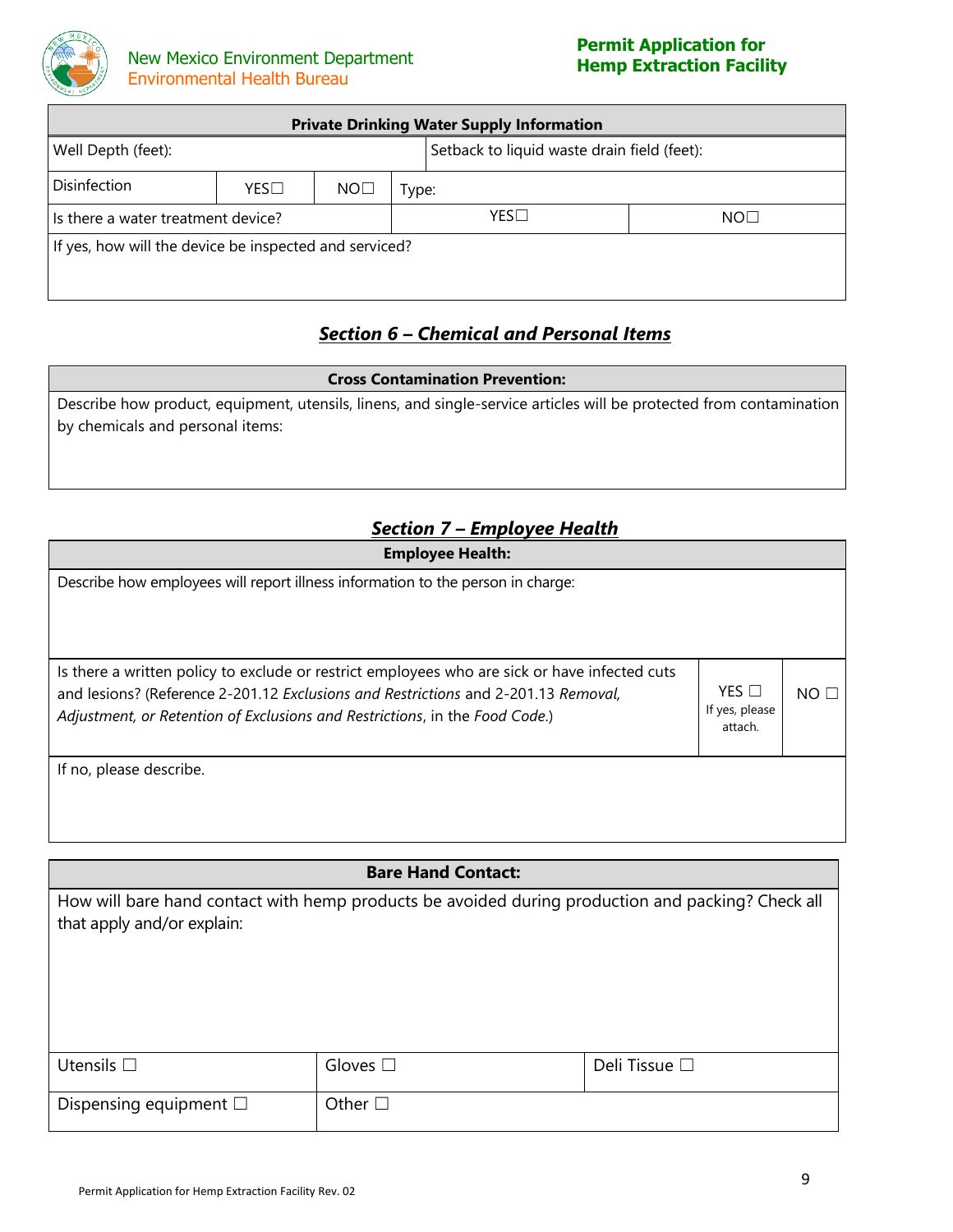| Private Drinking Water Supply Information | | | | |
|---|---|---|---|---|
| Well Depth (feet): | | | Setback to liquid waste drain field (feet): | |
| Disinfection | YES☐ | NO☐ | Type: | |
| Is there a water treatment device? | | | YES☐ | NO☐ |
| If yes, how will the device be inspected and serviced? | | | | |

## *Section 6 – Chemical and Personal Items*

| Cross Contamination Prevention: |
|---|
| Describe how product, equipment, utensils, linens, and single-service articles will be protected from contamination by chemicals and personal items: |

## *Section 7 – Employee Health*

| Employee Health: | | |
|---|---|---|
| Describe how employees will report illness information to the person in charge: | | |
| Is there a written policy to exclude or restrict employees who are sick or have infected cuts and lesions? (Reference 2-201.12 *Exclusions and Restrictions* and 2-201.13 *Removal, Adjustment, or Retention of Exclusions and Restrictions*, in the *Food Code*.) | YES ☐ If yes, please attach. | NO ☐ |
| If no, please describe. | | |

| Bare Hand Contact: | | |
|---|---|---|
| How will bare hand contact with hemp products be avoided during production and packing? Check all that apply and/or explain: | | |
| Utensils ☐ | Gloves ☐ | Deli Tissue ☐ |
| Dispensing equipment ☐ | Other ☐ | |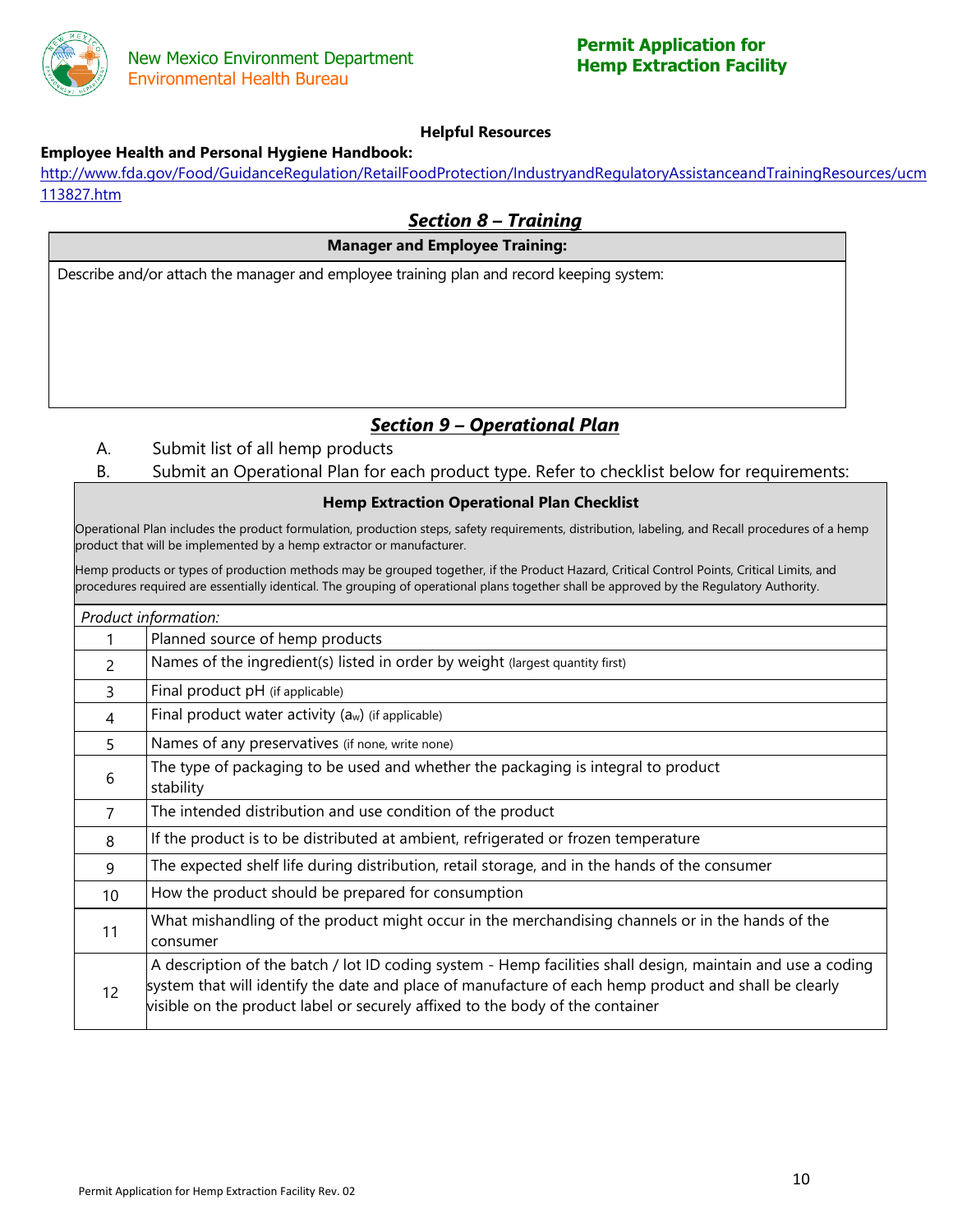**Helpful Resources**

**Employee Health and Personal Hygiene Handbook:**
http://www.fda.gov/Food/GuidanceRegulation/RetailFoodProtection/IndustryandRegulatoryAssistanceandTrainingResources/ucm113827.htm

## *Section 8 – Training*

| **Manager and Employee Training:** |
|---|
| Describe and/or attach the manager and employee training plan and record keeping system: |

## *Section 9 – Operational Plan*

A. Submit list of all hemp products

B. Submit an Operational Plan for each product type. Refer to checklist below for requirements:

**Hemp Extraction Operational Plan Checklist**

Operational Plan includes the product formulation, production steps, safety requirements, distribution, labeling, and Recall procedures of a hemp product that will be implemented by a hemp extractor or manufacturer.

Hemp products or types of production methods may be grouped together, if the Product Hazard, Critical Control Points, Critical Limits, and procedures required are essentially identical. The grouping of operational plans together shall be approved by the Regulatory Authority.

| *Product information:* | |
|---|---|
| 1 | Planned source of hemp products |
| 2 | Names of the ingredient(s) listed in order by weight (largest quantity first) |
| 3 | Final product pH (if applicable) |
| 4 | Final product water activity ($a_w$) (if applicable) |
| 5 | Names of any preservatives (if none, write none) |
| 6 | The type of packaging to be used and whether the packaging is integral to product stability |
| 7 | The intended distribution and use condition of the product |
| 8 | If the product is to be distributed at ambient, refrigerated or frozen temperature |
| 9 | The expected shelf life during distribution, retail storage, and in the hands of the consumer |
| 10 | How the product should be prepared for consumption |
| 11 | What mishandling of the product might occur in the merchandising channels or in the hands of the consumer |
| 12 | A description of the batch / lot ID coding system - Hemp facilities shall design, maintain and use a coding system that will identify the date and place of manufacture of each hemp product and shall be clearly visible on the product label or securely affixed to the body of the container |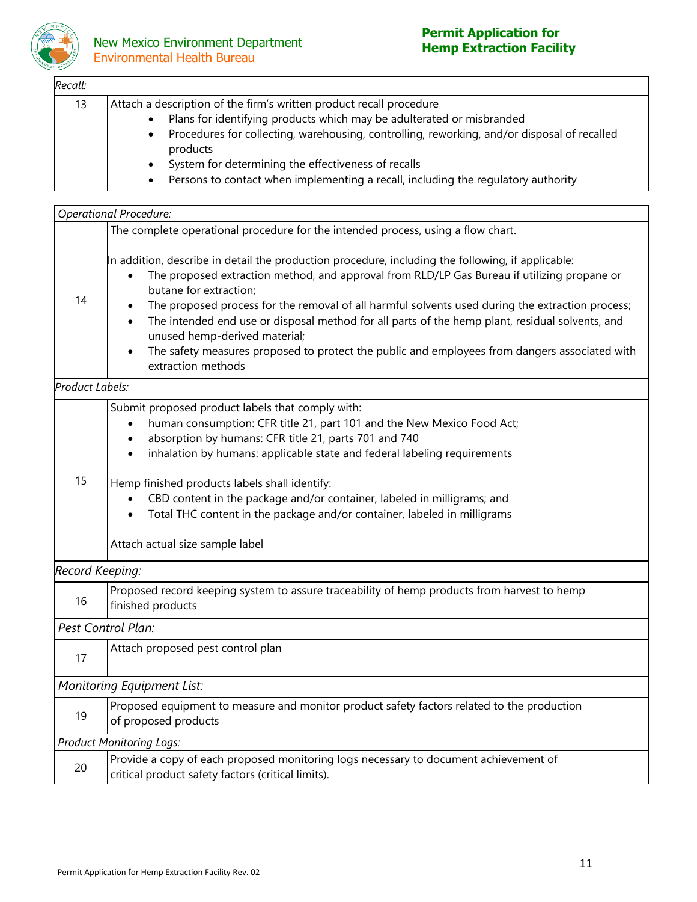| Recall: | |
|---|---|
| 13 | Attach a description of the firm's written product recall procedure<br>• Plans for identifying products which may be adulterated or misbranded<br>• Procedures for collecting, warehousing, controlling, reworking, and/or disposal of recalled products<br>• System for determining the effectiveness of recalls<br>• Persons to contact when implementing a recall, including the regulatory authority |

| Operational Procedure: | |
|---|---|
| 14 | The complete operational procedure for the intended process, using a flow chart.<br><br>In addition, describe in detail the production procedure, including the following, if applicable:<br>• The proposed extraction method, and approval from RLD/LP Gas Bureau if utilizing propane or butane for extraction;<br>• The proposed process for the removal of all harmful solvents used during the extraction process;<br>• The intended end use or disposal method for all parts of the hemp plant, residual solvents, and unused hemp-derived material;<br>• The safety measures proposed to protect the public and employees from dangers associated with extraction methods |
| *Product Labels:* | |
| 15 | Submit proposed product labels that comply with:<br>• human consumption: CFR title 21, part 101 and the New Mexico Food Act;<br>• absorption by humans: CFR title 21, parts 701 and 740<br>• inhalation by humans: applicable state and federal labeling requirements<br><br>Hemp finished products labels shall identify:<br>• CBD content in the package and/or container, labeled in milligrams; and<br>• Total THC content in the package and/or container, labeled in milligrams<br><br>Attach actual size sample label |
| *Record Keeping:* | |
| 16 | Proposed record keeping system to assure traceability of hemp products from harvest to hemp finished products |
| *Pest Control Plan:* | |
| 17 | Attach proposed pest control plan |
| *Monitoring Equipment List:* | |
| 19 | Proposed equipment to measure and monitor product safety factors related to the production of proposed products |
| *Product Monitoring Logs:* | |
| 20 | Provide a copy of each proposed monitoring logs necessary to document achievement of critical product safety factors (critical limits). |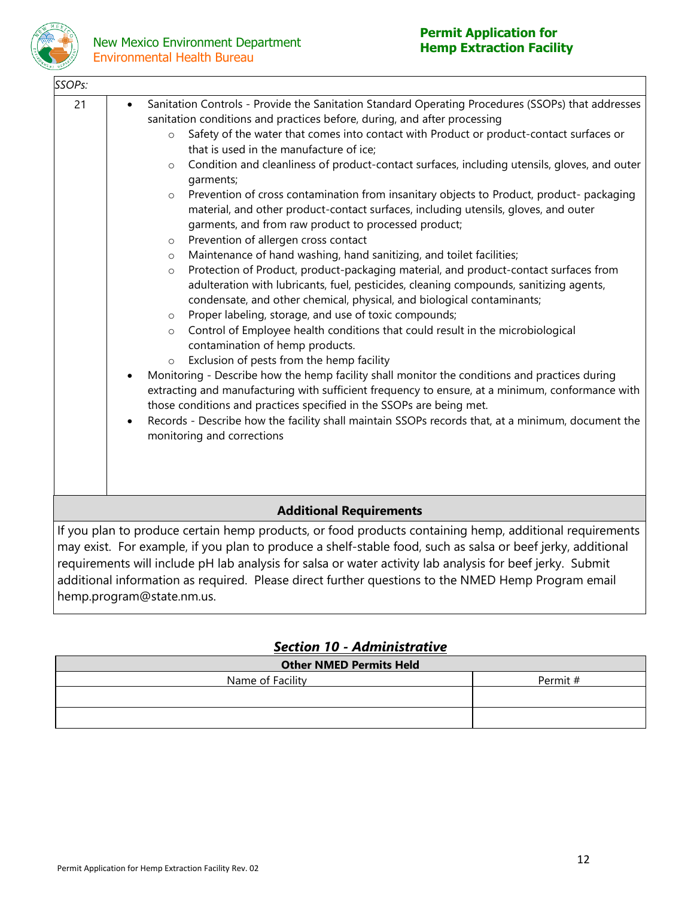| *SSOPs:* | |
|---|---|
| 21 | • Sanitation Controls - Provide the Sanitation Standard Operating Procedures (SSOPs) that addresses sanitation conditions and practices before, during, and after processing<br>&nbsp;&nbsp;&nbsp;&nbsp;○ Safety of the water that comes into contact with Product or product-contact surfaces or that is used in the manufacture of ice;<br>&nbsp;&nbsp;&nbsp;&nbsp;○ Condition and cleanliness of product-contact surfaces, including utensils, gloves, and outer garments;<br>&nbsp;&nbsp;&nbsp;&nbsp;○ Prevention of cross contamination from insanitary objects to Product, product- packaging material, and other product-contact surfaces, including utensils, gloves, and outer garments, and from raw product to processed product;<br>&nbsp;&nbsp;&nbsp;&nbsp;○ Prevention of allergen cross contact<br>&nbsp;&nbsp;&nbsp;&nbsp;○ Maintenance of hand washing, hand sanitizing, and toilet facilities;<br>&nbsp;&nbsp;&nbsp;&nbsp;○ Protection of Product, product-packaging material, and product-contact surfaces from adulteration with lubricants, fuel, pesticides, cleaning compounds, sanitizing agents, condensate, and other chemical, physical, and biological contaminants;<br>&nbsp;&nbsp;&nbsp;&nbsp;○ Proper labeling, storage, and use of toxic compounds;<br>&nbsp;&nbsp;&nbsp;&nbsp;○ Control of Employee health conditions that could result in the microbiological contamination of hemp products.<br>&nbsp;&nbsp;&nbsp;&nbsp;○ Exclusion of pests from the hemp facility<br>• Monitoring - Describe how the hemp facility shall monitor the conditions and practices during extracting and manufacturing with sufficient frequency to ensure, at a minimum, conformance with those conditions and practices specified in the SSOPs are being met.<br>• Records - Describe how the facility shall maintain SSOPs records that, at a minimum, document the monitoring and corrections |

### Additional Requirements

If you plan to produce certain hemp products, or food products containing hemp, additional requirements may exist. For example, if you plan to produce a shelf-stable food, such as salsa or beef jerky, additional requirements will include pH lab analysis for salsa or water activity lab analysis for beef jerky. Submit additional information as required. Please direct further questions to the NMED Hemp Program email hemp.program@state.nm.us.

## *Section 10 - Administrative*

| **Other NMED Permits Held** | |
|---|---|
| Name of Facility | Permit # |
| | |
| | |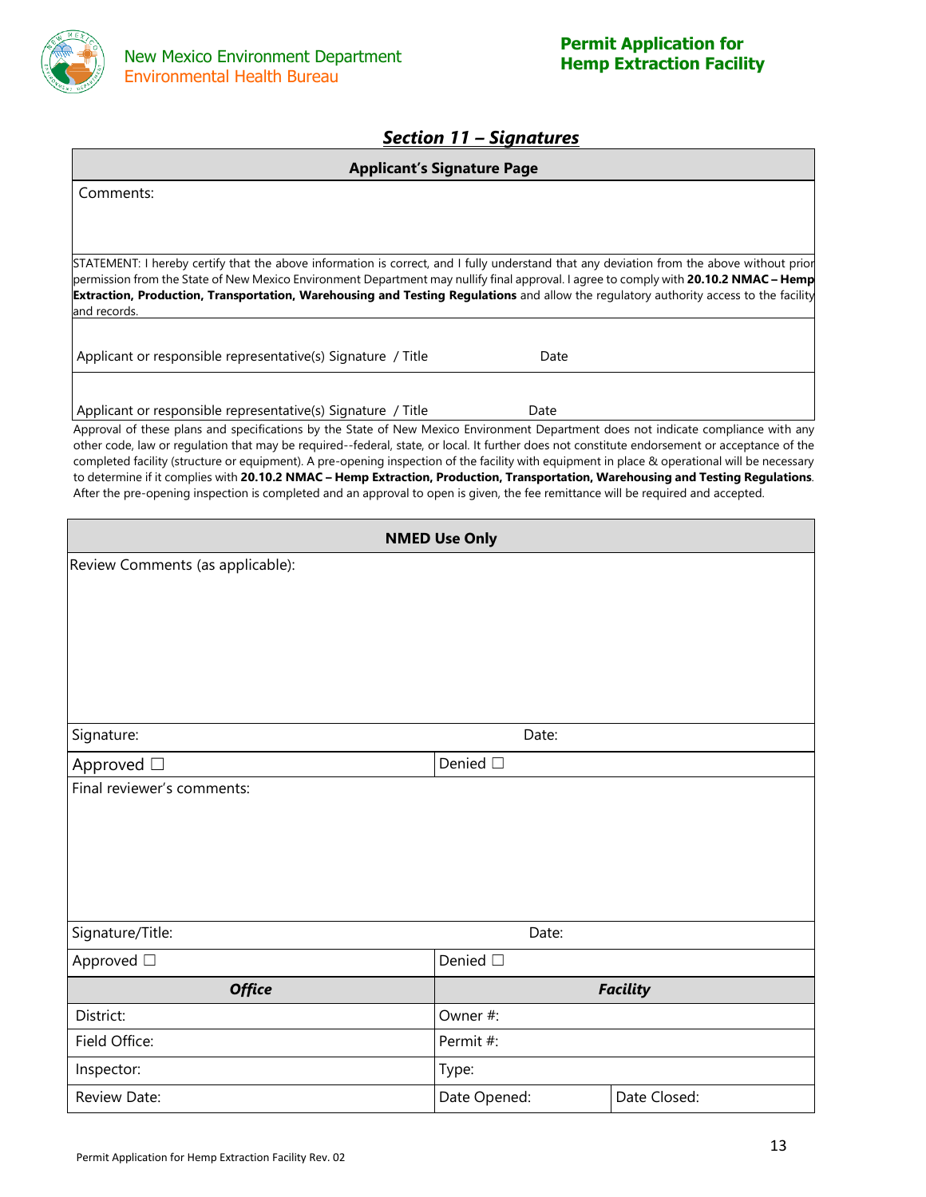# Section 11 – Signatures

| Applicant's Signature Page |
| --- |
| Comments: |
| STATEMENT: I hereby certify that the above information is correct, and I fully understand that any deviation from the above without prior permission from the State of New Mexico Environment Department may nullify final approval. I agree to comply with **20.10.2 NMAC – Hemp Extraction, Production, Transportation, Warehousing and Testing Regulations** and allow the regulatory authority access to the facility and records. |
| Applicant or responsible representative(s) Signature / Title Date |
| Applicant or responsible representative(s) Signature / Title Date |

Approval of these plans and specifications by the State of New Mexico Environment Department does not indicate compliance with any other code, law or regulation that may be required--federal, state, or local. It further does not constitute endorsement or acceptance of the completed facility (structure or equipment). A pre-opening inspection of the facility with equipment in place & operational will be necessary to determine if it complies with **20.10.2 NMAC – Hemp Extraction, Production, Transportation, Warehousing and Testing Regulations**. After the pre-opening inspection is completed and an approval to open is given, the fee remittance will be required and accepted.

| NMED Use Only | | |
| --- | --- | --- |
| Review Comments (as applicable): | | |
| Signature: | Date: | |
| Approved ☐ | Denied ☐ | |
| Final reviewer's comments: | | |
| Signature/Title: | Date: | |
| Approved ☐ | Denied ☐ | |
| ***Office*** | ***Facility*** | |
| District: | Owner #: | |
| Field Office: | Permit #: | |
| Inspector: | Type: | |
| Review Date: | Date Opened: | Date Closed: |